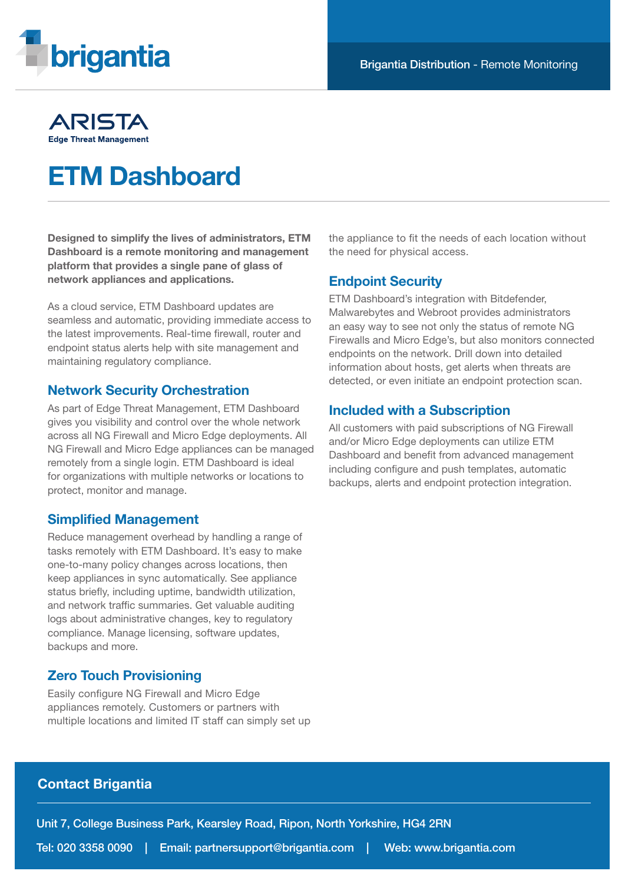brigantia

Brigantia Distribution - Remote Monitoring

ARISTA
Edge Threat Management

# ETM Dashboard

**Designed to simplify the lives of administrators, ETM Dashboard is a remote monitoring and management platform that provides a single pane of glass of network appliances and applications.**

As a cloud service, ETM Dashboard updates are seamless and automatic, providing immediate access to the latest improvements. Real-time firewall, router and endpoint status alerts help with site management and maintaining regulatory compliance.

## Network Security Orchestration

As part of Edge Threat Management, ETM Dashboard gives you visibility and control over the whole network across all NG Firewall and Micro Edge deployments. All NG Firewall and Micro Edge appliances can be managed remotely from a single login. ETM Dashboard is ideal for organizations with multiple networks or locations to protect, monitor and manage.

## Simplified Management

Reduce management overhead by handling a range of tasks remotely with ETM Dashboard. It's easy to make one-to-many policy changes across locations, then keep appliances in sync automatically. See appliance status briefly, including uptime, bandwidth utilization, and network traffic summaries. Get valuable auditing logs about administrative changes, key to regulatory compliance. Manage licensing, software updates, backups and more.

## Zero Touch Provisioning

Easily configure NG Firewall and Micro Edge appliances remotely. Customers or partners with multiple locations and limited IT staff can simply set up the appliance to fit the needs of each location without the need for physical access.

## Endpoint Security

ETM Dashboard's integration with Bitdefender, Malwarebytes and Webroot provides administrators an easy way to see not only the status of remote NG Firewalls and Micro Edge's, but also monitors connected endpoints on the network. Drill down into detailed information about hosts, get alerts when threats are detected, or even initiate an endpoint protection scan.

## Included with a Subscription

All customers with paid subscriptions of NG Firewall and/or Micro Edge deployments can utilize ETM Dashboard and benefit from advanced management including configure and push templates, automatic backups, alerts and endpoint protection integration.

## Contact Brigantia

Unit 7, College Business Park, Kearsley Road, Ripon, North Yorkshire, HG4 2RN

Tel: 020 3358 0090 | Email: partnersupport@brigantia.com | Web: www.brigantia.com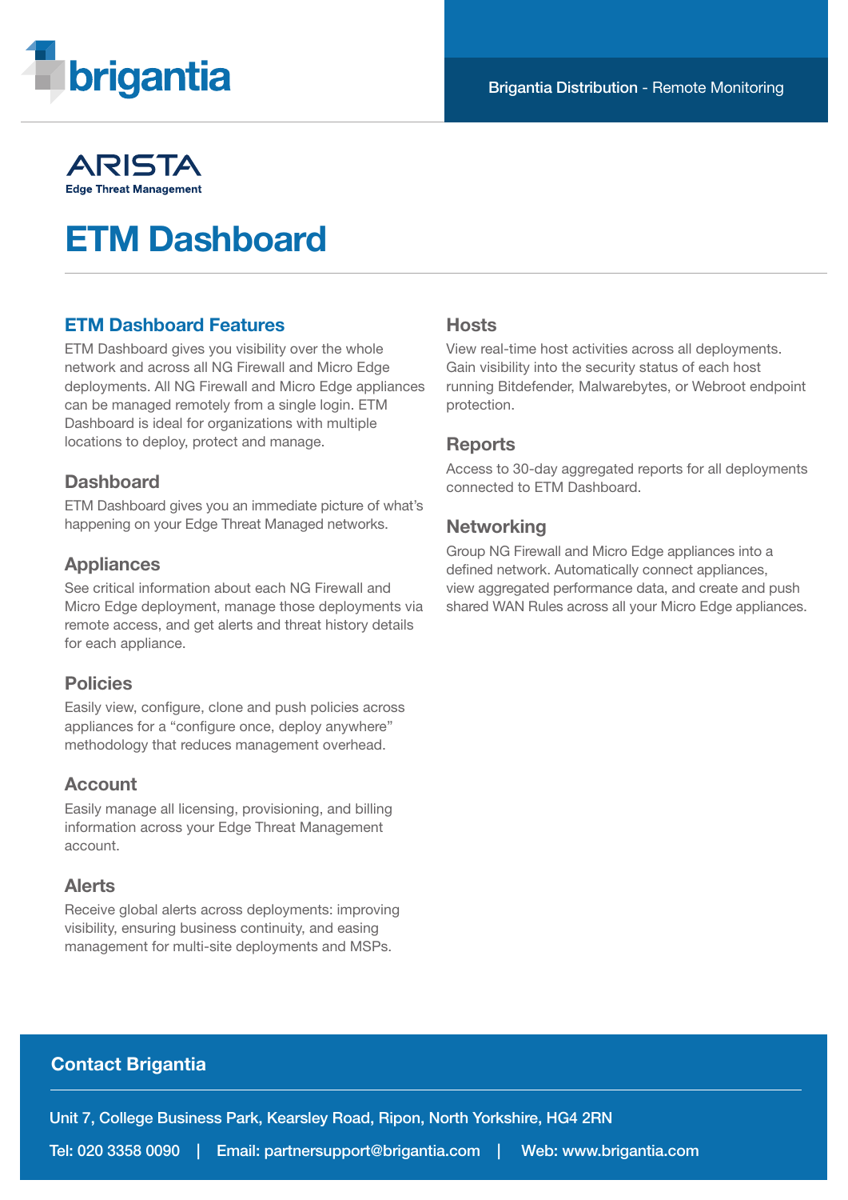Brigantia Distribution - Remote Monitoring

ARISTA
Edge Threat Management

# ETM Dashboard

## ETM Dashboard Features

ETM Dashboard gives you visibility over the whole network and across all NG Firewall and Micro Edge deployments. All NG Firewall and Micro Edge appliances can be managed remotely from a single login. ETM Dashboard is ideal for organizations with multiple locations to deploy, protect and manage.

### Dashboard

ETM Dashboard gives you an immediate picture of what's happening on your Edge Threat Managed networks.

### Appliances

See critical information about each NG Firewall and Micro Edge deployment, manage those deployments via remote access, and get alerts and threat history details for each appliance.

### Policies

Easily view, configure, clone and push policies across appliances for a "configure once, deploy anywhere" methodology that reduces management overhead.

### Account

Easily manage all licensing, provisioning, and billing information across your Edge Threat Management account.

### Alerts

Receive global alerts across deployments: improving visibility, ensuring business continuity, and easing management for multi-site deployments and MSPs.

### Hosts

View real-time host activities across all deployments. Gain visibility into the security status of each host running Bitdefender, Malwarebytes, or Webroot endpoint protection.

### Reports

Access to 30-day aggregated reports for all deployments connected to ETM Dashboard.

### Networking

Group NG Firewall and Micro Edge appliances into a defined network. Automatically connect appliances, view aggregated performance data, and create and push shared WAN Rules across all your Micro Edge appliances.

## Contact Brigantia

Unit 7, College Business Park, Kearsley Road, Ripon, North Yorkshire, HG4 2RN

Tel: 020 3358 0090 | Email: partnersupport@brigantia.com | Web: www.brigantia.com